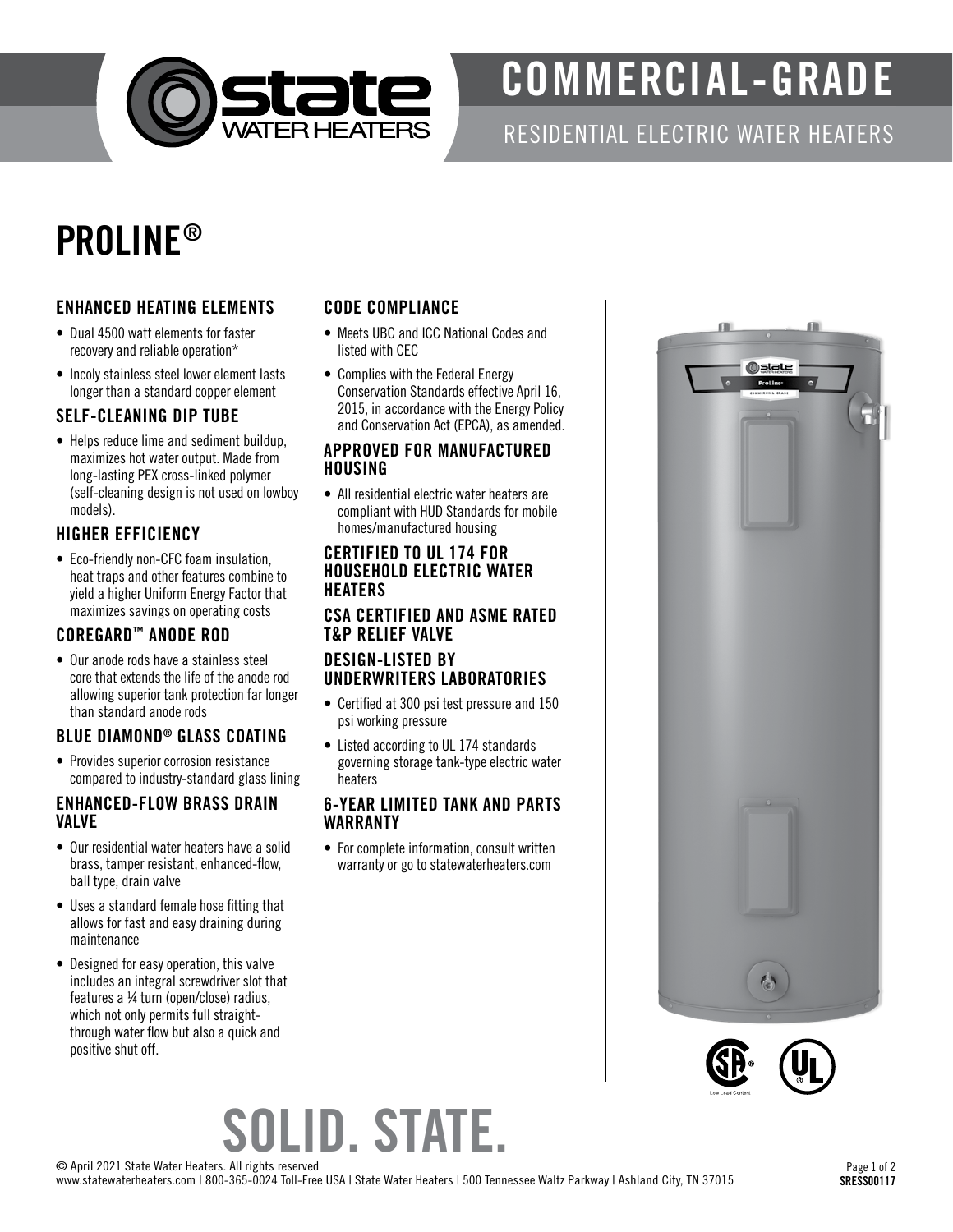# COMMERCIAL-GRADE

RESIDENTIAL ELECTRIC WATER HEATERS

# PROLINE®

### ENHANCED HEATING ELEMENTS

- Dual 4500 watt elements for faster recovery and reliable operation*
- Incoly stainless steel lower element lasts longer than a standard copper element

### SELF-CLEANING DIP TUBE

- Helps reduce lime and sediment buildup, maximizes hot water output. Made from long-lasting PEX cross-linked polymer (self-cleaning design is not used on lowboy models).

### HIGHER EFFICIENCY

- Eco-friendly non-CFC foam insulation, heat traps and other features combine to yield a higher Uniform Energy Factor that maximizes savings on operating costs

### COREGARD™ ANODE ROD

- Our anode rods have a stainless steel core that extends the life of the anode rod allowing superior tank protection far longer than standard anode rods

### BLUE DIAMOND® GLASS COATING

- Provides superior corrosion resistance compared to industry-standard glass lining

### ENHANCED-FLOW BRASS DRAIN VALVE

- Our residential water heaters have a solid brass, tamper resistant, enhanced-flow, ball type, drain valve
- Uses a standard female hose fitting that allows for fast and easy draining during maintenance
- Designed for easy operation, this valve includes an integral screwdriver slot that features a ¼ turn (open/close) radius, which not only permits full straight-through water flow but also a quick and positive shut off.

### CODE COMPLIANCE

- Meets UBC and ICC National Codes and listed with CEC
- Complies with the Federal Energy Conservation Standards effective April 16, 2015, in accordance with the Energy Policy and Conservation Act (EPCA), as amended.

### APPROVED FOR MANUFACTURED HOUSING

- All residential electric water heaters are compliant with HUD Standards for mobile homes/manufactured housing

### CERTIFIED TO UL 174 FOR HOUSEHOLD ELECTRIC WATER HEATERS

### CSA CERTIFIED AND ASME RATED T&P RELIEF VALVE

### DESIGN-LISTED BY UNDERWRITERS LABORATORIES

- Certified at 300 psi test pressure and 150 psi working pressure
- Listed according to UL 174 standards governing storage tank-type electric water heaters

### 6-YEAR LIMITED TANK AND PARTS WARRANTY

- For complete information, consult written warranty or go to statewaterheaters.com

Low Lead Content

# SOLID. STATE.

© April 2021 State Water Heaters. All rights reserved
www.statewaterheaters.com | 800-365-0024 Toll-Free USA | State Water Heaters | 500 Tennessee Waltz Parkway | Ashland City, TN 37015

SRESS00117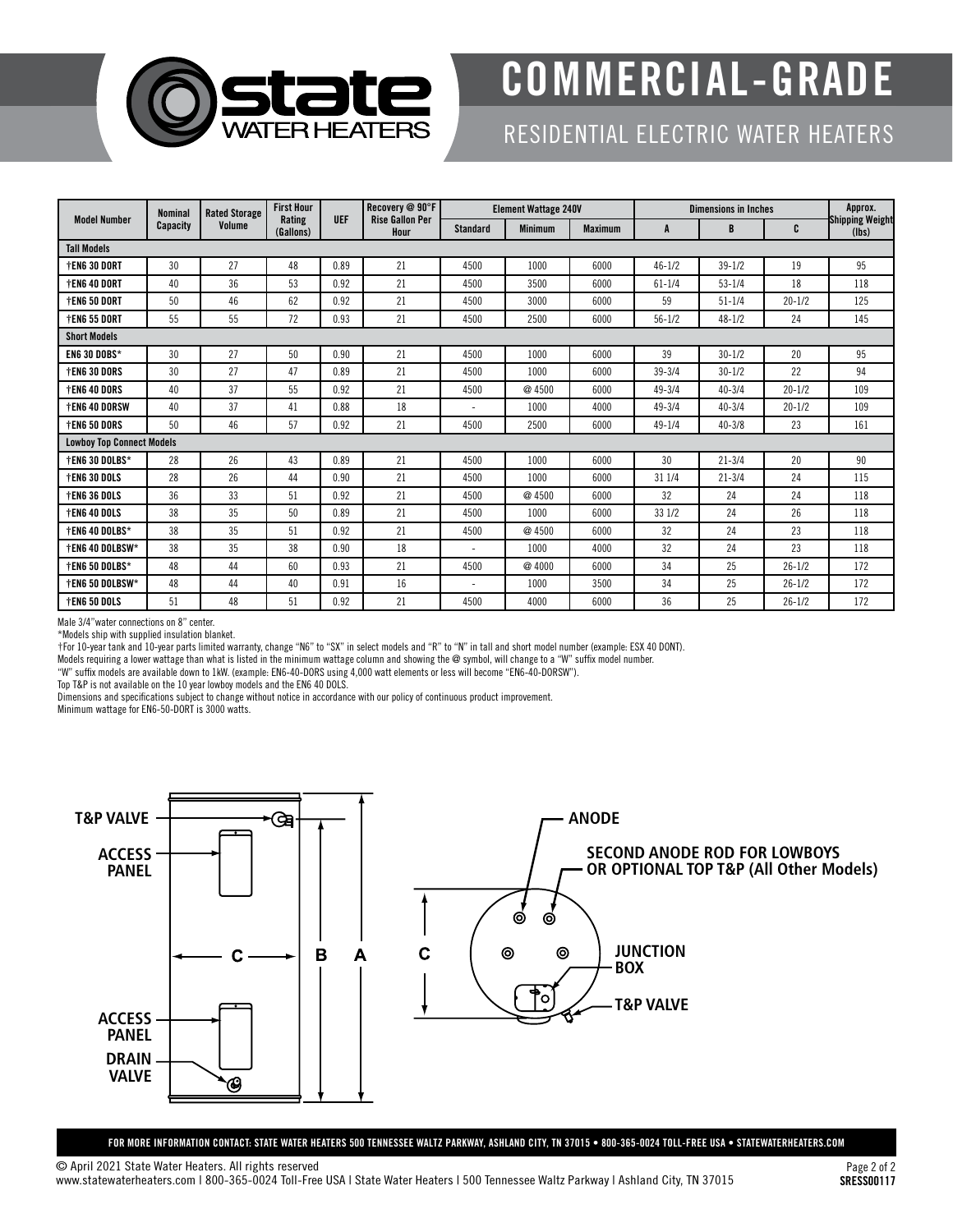# COMMERCIAL-GRADE

## RESIDENTIAL ELECTRIC WATER HEATERS

| Model Number | Nominal Capacity | Rated Storage Volume | First Hour Rating (Gallons) | UEF | Recovery @ 90°F Rise Gallon Per Hour | Element Wattage 240V | | | Dimensions in Inches | | | Approx. Shipping Weight (lbs) |
|---|---|---|---|---|---|---|---|---|---|---|---|---|
| | | | | | | Standard | Minimum | Maximum | A | B | C | |
| **Tall Models** | | | | | | | | | | | | |
| †EN6 30 DORT | 30 | 27 | 48 | 0.89 | 21 | 4500 | 1000 | 6000 | 46-1/2 | 39-1/2 | 19 | 95 |
| †EN6 40 DORT | 40 | 36 | 53 | 0.92 | 21 | 4500 | 3500 | 6000 | 61-1/4 | 53-1/4 | 18 | 118 |
| †EN6 50 DORT | 50 | 46 | 62 | 0.92 | 21 | 4500 | 3000 | 6000 | 59 | 51-1/4 | 20-1/2 | 125 |
| †EN6 55 DORT | 55 | 55 | 72 | 0.93 | 21 | 4500 | 2500 | 6000 | 56-1/2 | 48-1/2 | 24 | 145 |
| **Short Models** | | | | | | | | | | | | |
| EN6 30 DOBS* | 30 | 27 | 50 | 0.90 | 21 | 4500 | 1000 | 6000 | 39 | 30-1/2 | 20 | 95 |
| †EN6 30 DORS | 30 | 27 | 47 | 0.89 | 21 | 4500 | 1000 | 6000 | 39-3/4 | 30-1/2 | 22 | 94 |
| †EN6 40 DORS | 40 | 37 | 55 | 0.92 | 21 | 4500 | @ 4500 | 6000 | 49-3/4 | 40-3/4 | 20-1/2 | 109 |
| †EN6 40 DORSW | 40 | 37 | 41 | 0.88 | 18 | - | 1000 | 4000 | 49-3/4 | 40-3/4 | 20-1/2 | 109 |
| †EN6 50 DORS | 50 | 46 | 57 | 0.92 | 21 | 4500 | 2500 | 6000 | 49-1/4 | 40-3/8 | 23 | 161 |
| **Lowboy Top Connect Models** | | | | | | | | | | | | |
| †EN6 30 DOLBS* | 28 | 26 | 43 | 0.89 | 21 | 4500 | 1000 | 6000 | 30 | 21-3/4 | 20 | 90 |
| †EN6 30 DOLS | 28 | 26 | 44 | 0.90 | 21 | 4500 | 1000 | 6000 | 31 1/4 | 21-3/4 | 24 | 115 |
| †EN6 36 DOLS | 36 | 33 | 51 | 0.92 | 21 | 4500 | @ 4500 | 6000 | 32 | 24 | 24 | 118 |
| †EN6 40 DOLS | 38 | 35 | 50 | 0.89 | 21 | 4500 | 1000 | 6000 | 33 1/2 | 24 | 26 | 118 |
| †EN6 40 DOLBS* | 38 | 35 | 51 | 0.92 | 21 | 4500 | @ 4500 | 6000 | 32 | 24 | 23 | 118 |
| †EN6 40 DOLBSW* | 38 | 35 | 38 | 0.90 | 18 | - | 1000 | 4000 | 32 | 24 | 23 | 118 |
| †EN6 50 DOLBS* | 48 | 44 | 60 | 0.93 | 21 | 4500 | @ 4000 | 6000 | 34 | 25 | 26-1/2 | 172 |
| †EN6 50 DOLBSW* | 48 | 44 | 40 | 0.91 | 16 | - | 1000 | 3500 | 34 | 25 | 26-1/2 | 172 |
| †EN6 50 DOLS | 51 | 48 | 51 | 0.92 | 21 | 4500 | 4000 | 6000 | 36 | 25 | 26-1/2 | 172 |

Male 3/4"water connections on 8" center.
*Models ship with supplied insulation blanket.
†For 10-year tank and 10-year parts limited warranty, change "N6" to "SX" in select models and "R" to "N" in tall and short model number (example: ESX 40 DONT).
Models requiring a lower wattage than what is listed in the minimum wattage column and showing the @ symbol, will change to a "W" suffix model number.
"W" suffix models are available down to 1kW. (example: EN6-40-DORS using 4,000 watt elements or less will become "EN6-40-DORSW").
Top T&P is not available on the 10 year lowboy models and the EN6 40 DOLS.
Dimensions and specifications subject to change without notice in accordance with our policy of continuous product improvement.
Minimum wattage for EN6-50-DORT is 3000 watts.

T&P VALVE
ACCESS PANEL
C
B
A
ACCESS PANEL
DRAIN VALVE

ANODE
SECOND ANODE ROD FOR LOWBOYS OR OPTIONAL TOP T&P (All Other Models)
C
JUNCTION BOX
T&P VALVE

FOR MORE INFORMATION CONTACT: STATE WATER HEATERS 500 TENNESSEE WALTZ PARKWAY, ASHLAND CITY, TN 37015 • 800-365-0024 TOLL-FREE USA • STATEWATERHEATERS.COM

© April 2021 State Water Heaters. All rights reserved
www.statewaterheaters.com | 800-365-0024 Toll-Free USA | State Water Heaters | 500 Tennessee Waltz Parkway | Ashland City, TN 37015

SRESS00117